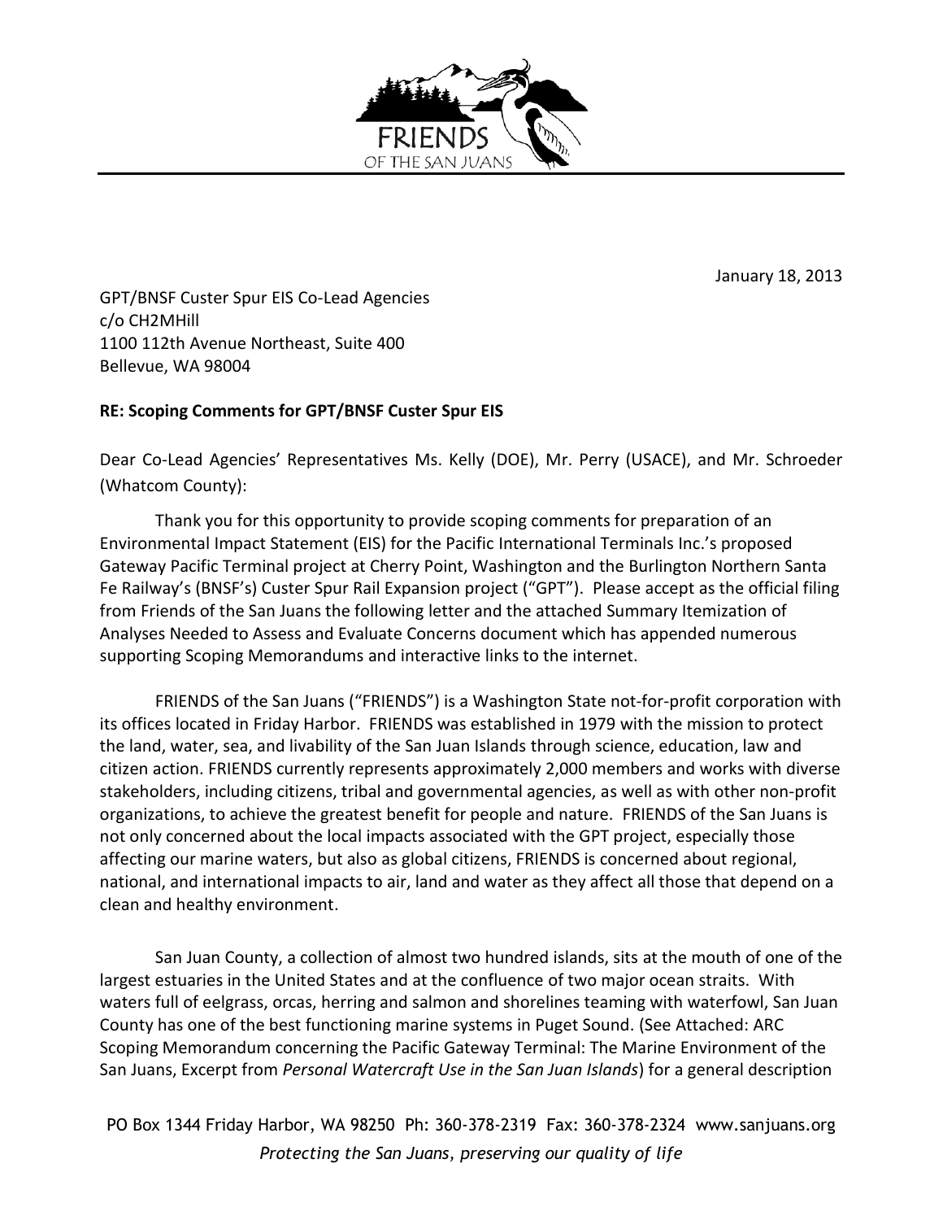January 18, 2013

GPT/BNSF Custer Spur EIS Co-Lead Agencies
c/o CH2MHill
1100 112th Avenue Northeast, Suite 400
Bellevue, WA 98004

**RE: Scoping Comments for GPT/BNSF Custer Spur EIS**

Dear Co-Lead Agencies' Representatives Ms. Kelly (DOE), Mr. Perry (USACE), and Mr. Schroeder (Whatcom County):

Thank you for this opportunity to provide scoping comments for preparation of an Environmental Impact Statement (EIS) for the Pacific International Terminals Inc.'s proposed Gateway Pacific Terminal project at Cherry Point, Washington and the Burlington Northern Santa Fe Railway's (BNSF's) Custer Spur Rail Expansion project ("GPT"). Please accept as the official filing from Friends of the San Juans the following letter and the attached Summary Itemization of Analyses Needed to Assess and Evaluate Concerns document which has appended numerous supporting Scoping Memorandums and interactive links to the internet.

FRIENDS of the San Juans ("FRIENDS") is a Washington State not-for-profit corporation with its offices located in Friday Harbor. FRIENDS was established in 1979 with the mission to protect the land, water, sea, and livability of the San Juan Islands through science, education, law and citizen action. FRIENDS currently represents approximately 2,000 members and works with diverse stakeholders, including citizens, tribal and governmental agencies, as well as with other non-profit organizations, to achieve the greatest benefit for people and nature. FRIENDS of the San Juans is not only concerned about the local impacts associated with the GPT project, especially those affecting our marine waters, but also as global citizens, FRIENDS is concerned about regional, national, and international impacts to air, land and water as they affect all those that depend on a clean and healthy environment.

San Juan County, a collection of almost two hundred islands, sits at the mouth of one of the largest estuaries in the United States and at the confluence of two major ocean straits. With waters full of eelgrass, orcas, herring and salmon and shorelines teaming with waterfowl, San Juan County has one of the best functioning marine systems in Puget Sound. (See Attached: ARC Scoping Memorandum concerning the Pacific Gateway Terminal: The Marine Environment of the San Juans, Excerpt from *Personal Watercraft Use in the San Juan Islands*) for a general description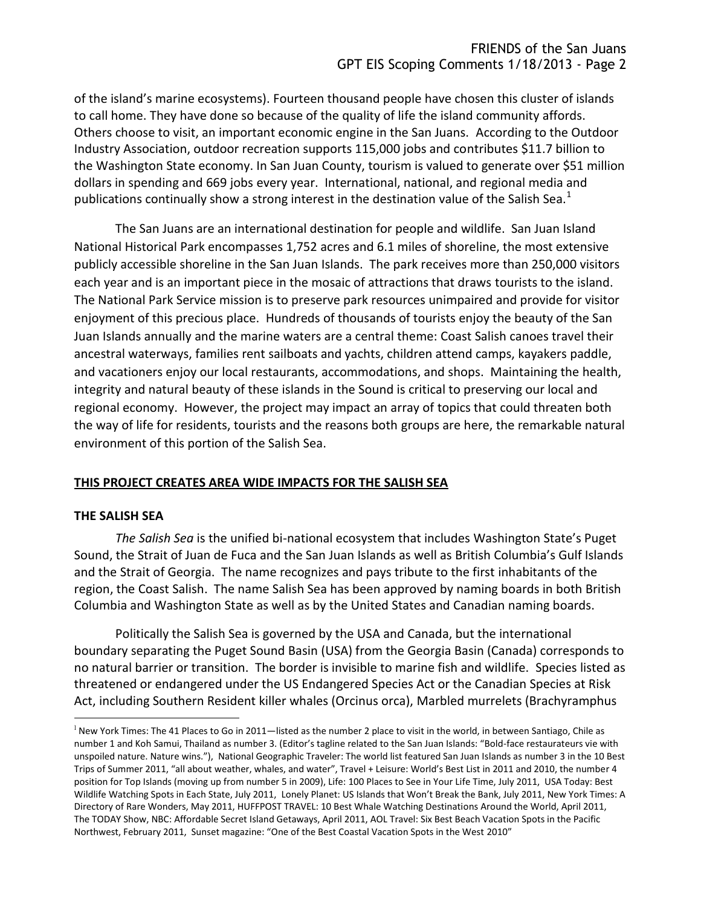of the island's marine ecosystems). Fourteen thousand people have chosen this cluster of islands to call home. They have done so because of the quality of life the island community affords. Others choose to visit, an important economic engine in the San Juans. According to the Outdoor Industry Association, outdoor recreation supports 115,000 jobs and contributes \$11.7 billion to the Washington State economy. In San Juan County, tourism is valued to generate over \$51 million dollars in spending and 669 jobs every year. International, national, and regional media and publications continually show a strong interest in the destination value of the Salish Sea.[1]

The San Juans are an international destination for people and wildlife. San Juan Island National Historical Park encompasses 1,752 acres and 6.1 miles of shoreline, the most extensive publicly accessible shoreline in the San Juan Islands. The park receives more than 250,000 visitors each year and is an important piece in the mosaic of attractions that draws tourists to the island. The National Park Service mission is to preserve park resources unimpaired and provide for visitor enjoyment of this precious place. Hundreds of thousands of tourists enjoy the beauty of the San Juan Islands annually and the marine waters are a central theme: Coast Salish canoes travel their ancestral waterways, families rent sailboats and yachts, children attend camps, kayakers paddle, and vacationers enjoy our local restaurants, accommodations, and shops. Maintaining the health, integrity and natural beauty of these islands in the Sound is critical to preserving our local and regional economy. However, the project may impact an array of topics that could threaten both the way of life for residents, tourists and the reasons both groups are here, the remarkable natural environment of this portion of the Salish Sea.

## THIS PROJECT CREATES AREA WIDE IMPACTS FOR THE SALISH SEA

### THE SALISH SEA

*The Salish Sea* is the unified bi-national ecosystem that includes Washington State's Puget Sound, the Strait of Juan de Fuca and the San Juan Islands as well as British Columbia's Gulf Islands and the Strait of Georgia. The name recognizes and pays tribute to the first inhabitants of the region, the Coast Salish. The name Salish Sea has been approved by naming boards in both British Columbia and Washington State as well as by the United States and Canadian naming boards.

Politically the Salish Sea is governed by the USA and Canada, but the international boundary separating the Puget Sound Basin (USA) from the Georgia Basin (Canada) corresponds to no natural barrier or transition. The border is invisible to marine fish and wildlife. Species listed as threatened or endangered under the US Endangered Species Act or the Canadian Species at Risk Act, including Southern Resident killer whales (Orcinus orca), Marbled murrelets (Brachyramphus

---

[1] New York Times: The 41 Places to Go in 2011—listed as the number 2 place to visit in the world, in between Santiago, Chile as number 1 and Koh Samui, Thailand as number 3. (Editor's tagline related to the San Juan Islands: "Bold-face restaurateurs vie with unspoiled nature. Nature wins."), National Geographic Traveler: The world list featured San Juan Islands as number 3 in the 10 Best Trips of Summer 2011, "all about weather, whales, and water", Travel + Leisure: World's Best List in 2011 and 2010, the number 4 position for Top Islands (moving up from number 5 in 2009), Life: 100 Places to See in Your Life Time, July 2011, USA Today: Best Wildlife Watching Spots in Each State, July 2011, Lonely Planet: US Islands that Won't Break the Bank, July 2011, New York Times: A Directory of Rare Wonders, May 2011, HUFFPOST TRAVEL: 10 Best Whale Watching Destinations Around the World, April 2011, The TODAY Show, NBC: Affordable Secret Island Getaways, April 2011, AOL Travel: Six Best Beach Vacation Spots in the Pacific Northwest, February 2011, Sunset magazine: "One of the Best Coastal Vacation Spots in the West 2010"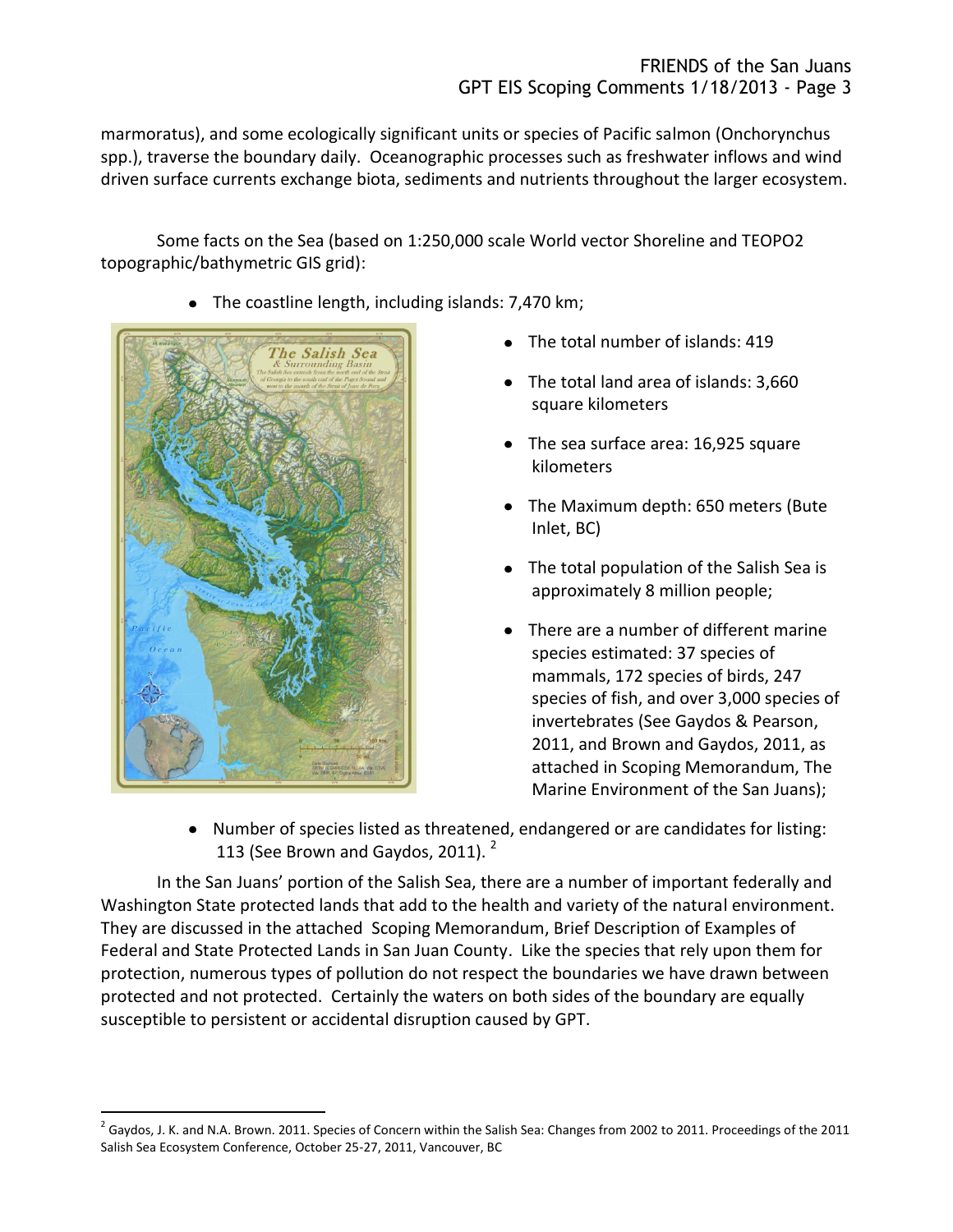marmoratus), and some ecologically significant units or species of Pacific salmon (Onchorynchus spp.), traverse the boundary daily. Oceanographic processes such as freshwater inflows and wind driven surface currents exchange biota, sediments and nutrients throughout the larger ecosystem.

Some facts on the Sea (based on 1:250,000 scale World vector Shoreline and TEOPO2 topographic/bathymetric GIS grid):

- The coastline length, including islands: 7,470 km;
- The total number of islands: 419
- The total land area of islands: 3,660 square kilometers
- The sea surface area: 16,925 square kilometers
- The Maximum depth: 650 meters (Bute Inlet, BC)
- The total population of the Salish Sea is approximately 8 million people;
- There are a number of different marine species estimated: 37 species of mammals, 172 species of birds, 247 species of fish, and over 3,000 species of invertebrates (See Gaydos & Pearson, 2011, and Brown and Gaydos, 2011, as attached in Scoping Memorandum, The Marine Environment of the San Juans);
- Number of species listed as threatened, endangered or are candidates for listing: 113 (See Brown and Gaydos, 2011). [2]

In the San Juans' portion of the Salish Sea, there are a number of important federally and Washington State protected lands that add to the health and variety of the natural environment. They are discussed in the attached Scoping Memorandum, Brief Description of Examples of Federal and State Protected Lands in San Juan County. Like the species that rely upon them for protection, numerous types of pollution do not respect the boundaries we have drawn between protected and not protected. Certainly the waters on both sides of the boundary are equally susceptible to persistent or accidental disruption caused by GPT.

[2] Gaydos, J. K. and N.A. Brown. 2011. Species of Concern within the Salish Sea: Changes from 2002 to 2011. Proceedings of the 2011 Salish Sea Ecosystem Conference, October 25-27, 2011, Vancouver, BC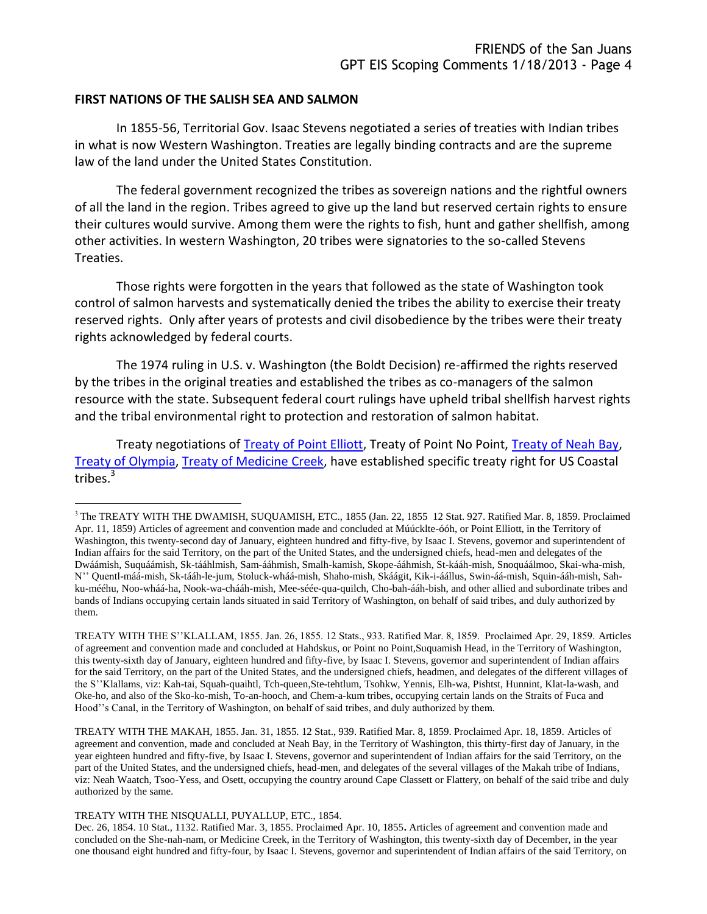## FIRST NATIONS OF THE SALISH SEA AND SALMON

In 1855-56, Territorial Gov. Isaac Stevens negotiated a series of treaties with Indian tribes in what is now Western Washington. Treaties are legally binding contracts and are the supreme law of the land under the United States Constitution.

The federal government recognized the tribes as sovereign nations and the rightful owners of all the land in the region. Tribes agreed to give up the land but reserved certain rights to ensure their cultures would survive. Among them were the rights to fish, hunt and gather shellfish, among other activities. In western Washington, 20 tribes were signatories to the so-called Stevens Treaties.

Those rights were forgotten in the years that followed as the state of Washington took control of salmon harvests and systematically denied the tribes the ability to exercise their treaty reserved rights. Only after years of protests and civil disobedience by the tribes were their treaty rights acknowledged by federal courts.

The 1974 ruling in U.S. v. Washington (the Boldt Decision) re-affirmed the rights reserved by the tribes in the original treaties and established the tribes as co-managers of the salmon resource with the state. Subsequent federal court rulings have upheld tribal shellfish harvest rights and the tribal environmental right to protection and restoration of salmon habitat.

Treaty negotiations of Treaty of Point Elliott, Treaty of Point No Point, Treaty of Neah Bay, Treaty of Olympia, Treaty of Medicine Creek, have established specific treaty right for US Coastal tribes.[3]

---

[3] The TREATY WITH THE DWAMISH, SUQUAMISH, ETC., 1855 (Jan. 22, 1855 12 Stat. 927. Ratified Mar. 8, 1859. Proclaimed Apr. 11, 1859) Articles of agreement and convention made and concluded at Múúcklte-óóh, or Point Elliott, in the Territory of Washington, this twenty-second day of January, eighteen hundred and fifty-five, by Isaac I. Stevens, governor and superintendent of Indian affairs for the said Territory, on the part of the United States, and the undersigned chiefs, head-men and delegates of the Dwáámish, Suquáámish, Sk-tááhlmish, Sam-ááhmish, Smalh-kamish, Skope-ááhmish, St-kááh-mish, Snoquáálmoo, Skai-wha-mish, N'' Quentl-máá-mish, Sk-tááh-le-jum, Stoluck-wháá-mish, Shaho-mish, Skáágit, Kik-i-áállus, Swin-áá-mish, Squin-ááh-mish, Sah-ku-mééhu, Noo-wháá-ha, Nook-wa-chááh-mish, Mee-sééé-qua-quilch, Cho-bah-ááh-bish, and other allied and subordinate tribes and bands of Indians occupying certain lands situated in said Territory of Washington, on behalf of said tribes, and duly authorized by them.

TREATY WITH THE S''KLALLAM, 1855. Jan. 26, 1855. 12 Stats., 933. Ratified Mar. 8, 1859. Proclaimed Apr. 29, 1859. Articles of agreement and convention made and concluded at Hahdskus, or Point no Point,Suquamish Head, in the Territory of Washington, this twenty-sixth day of January, eighteen hundred and fifty-five, by Isaac I. Stevens, governor and superintendent of Indian affairs for the said Territory, on the part of the United States, and the undersigned chiefs, headmen, and delegates of the different villages of the S''Klallams, viz: Kah-tai, Squah-quaihtl, Tch-queen,Ste-tehtlum, Tsohkw, Yennis, Elh-wa, Pishtst, Hunnint, Klat-la-wash, and Oke-ho, and also of the Sko-ko-mish, To-an-hooch, and Chem-a-kum tribes, occupying certain lands on the Straits of Fuca and Hood''s Canal, in the Territory of Washington, on behalf of said tribes, and duly authorized by them.

TREATY WITH THE MAKAH, 1855. Jan. 31, 1855. 12 Stat., 939. Ratified Mar. 8, 1859. Proclaimed Apr. 18, 1859. Articles of agreement and convention, made and concluded at Neah Bay, in the Territory of Washington, this thirty-first day of January, in the year eighteen hundred and fifty-five, by Isaac I. Stevens, governor and superintendent of Indian affairs for the said Territory, on the part of the United States, and the undersigned chiefs, head-men, and delegates of the several villages of the Makah tribe of Indians, viz: Neah Waatch, Tsoo-Yess, and Osett, occupying the country around Cape Classett or Flattery, on behalf of the said tribe and duly authorized by the same.

TREATY WITH THE NISQUALLI, PUYALLUP, ETC., 1854.
Dec. 26, 1854. 10 Stat., 1132. Ratified Mar. 3, 1855. Proclaimed Apr. 10, 1855**.** Articles of agreement and convention made and concluded on the She-nah-nam, or Medicine Creek, in the Territory of Washington, this twenty-sixth day of December, in the year one thousand eight hundred and fifty-four, by Isaac I. Stevens, governor and superintendent of Indian affairs of the said Territory, on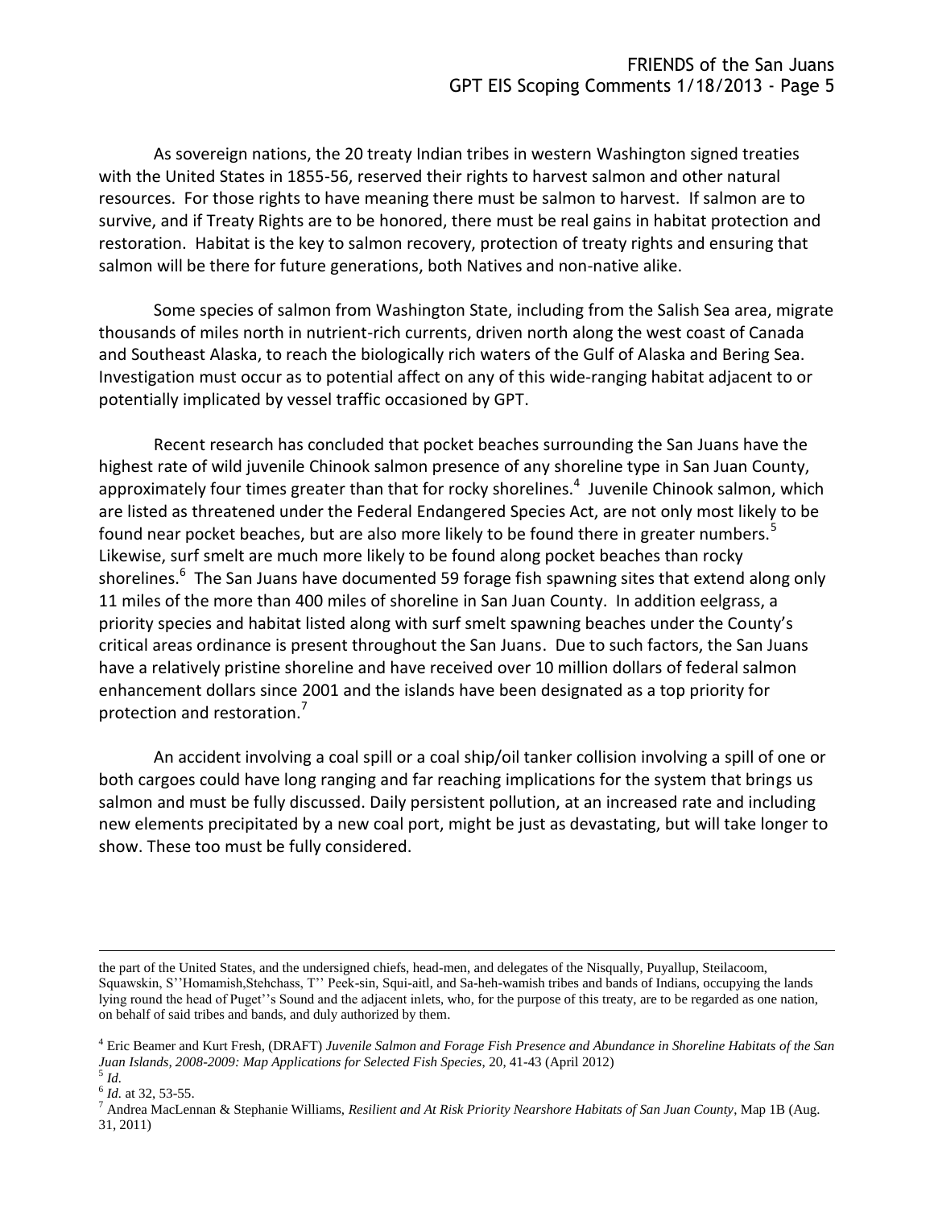As sovereign nations, the 20 treaty Indian tribes in western Washington signed treaties with the United States in 1855-56, reserved their rights to harvest salmon and other natural resources. For those rights to have meaning there must be salmon to harvest. If salmon are to survive, and if Treaty Rights are to be honored, there must be real gains in habitat protection and restoration. Habitat is the key to salmon recovery, protection of treaty rights and ensuring that salmon will be there for future generations, both Natives and non-native alike.

Some species of salmon from Washington State, including from the Salish Sea area, migrate thousands of miles north in nutrient-rich currents, driven north along the west coast of Canada and Southeast Alaska, to reach the biologically rich waters of the Gulf of Alaska and Bering Sea. Investigation must occur as to potential affect on any of this wide-ranging habitat adjacent to or potentially implicated by vessel traffic occasioned by GPT.

Recent research has concluded that pocket beaches surrounding the San Juans have the highest rate of wild juvenile Chinook salmon presence of any shoreline type in San Juan County, approximately four times greater than that for rocky shorelines.[4] Juvenile Chinook salmon, which are listed as threatened under the Federal Endangered Species Act, are not only most likely to be found near pocket beaches, but are also more likely to be found there in greater numbers.[5] Likewise, surf smelt are much more likely to be found along pocket beaches than rocky shorelines.[6] The San Juans have documented 59 forage fish spawning sites that extend along only 11 miles of the more than 400 miles of shoreline in San Juan County. In addition eelgrass, a priority species and habitat listed along with surf smelt spawning beaches under the County's critical areas ordinance is present throughout the San Juans. Due to such factors, the San Juans have a relatively pristine shoreline and have received over 10 million dollars of federal salmon enhancement dollars since 2001 and the islands have been designated as a top priority for protection and restoration.[7]

An accident involving a coal spill or a coal ship/oil tanker collision involving a spill of one or both cargoes could have long ranging and far reaching implications for the system that brings us salmon and must be fully discussed. Daily persistent pollution, at an increased rate and including new elements precipitated by a new coal port, might be just as devastating, but will take longer to show. These too must be fully considered.

---

the part of the United States, and the undersigned chiefs, head-men, and delegates of the Nisqually, Puyallup, Steilacoom, Squawskin, S''Homamish,Stehchass, T'' Peek-sin, Squi-aitl, and Sa-heh-wamish tribes and bands of Indians, occupying the lands lying round the head of Puget''s Sound and the adjacent inlets, who, for the purpose of this treaty, are to be regarded as one nation, on behalf of said tribes and bands, and duly authorized by them.

[4] Eric Beamer and Kurt Fresh, (DRAFT) *Juvenile Salmon and Forage Fish Presence and Abundance in Shoreline Habitats of the San Juan Islands, 2008-2009: Map Applications for Selected Fish Species*, 20, 41-43 (April 2012)

[5] *Id*.

[6] *Id*. at 32, 53-55.

[7] Andrea MacLennan & Stephanie Williams, *Resilient and At Risk Priority Nearshore Habitats of San Juan County*, Map 1B (Aug. 31, 2011)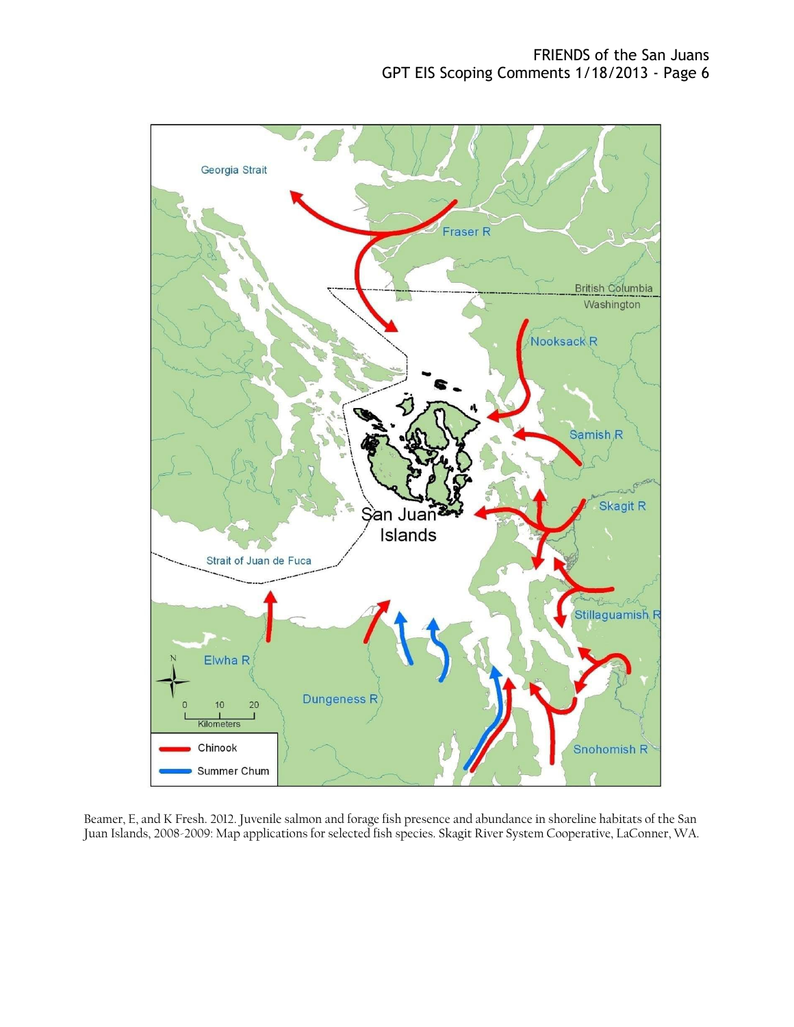Beamer, E, and K Fresh. 2012. Juvenile salmon and forage fish presence and abundance in shoreline habitats of the San Juan Islands, 2008-2009: Map applications for selected fish species. Skagit River System Cooperative, LaConner, WA.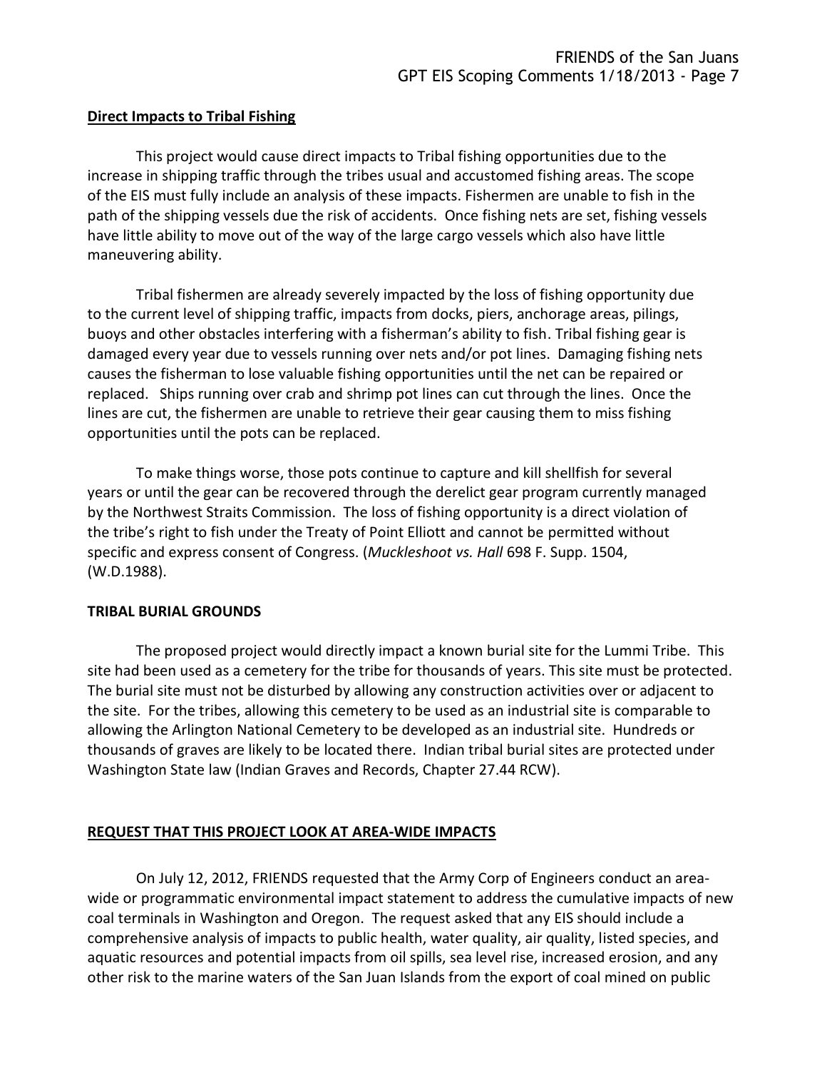**Direct Impacts to Tribal Fishing**

This project would cause direct impacts to Tribal fishing opportunities due to the increase in shipping traffic through the tribes usual and accustomed fishing areas. The scope of the EIS must fully include an analysis of these impacts. Fishermen are unable to fish in the path of the shipping vessels due the risk of accidents. Once fishing nets are set, fishing vessels have little ability to move out of the way of the large cargo vessels which also have little maneuvering ability.

Tribal fishermen are already severely impacted by the loss of fishing opportunity due to the current level of shipping traffic, impacts from docks, piers, anchorage areas, pilings, buoys and other obstacles interfering with a fisherman's ability to fish. Tribal fishing gear is damaged every year due to vessels running over nets and/or pot lines. Damaging fishing nets causes the fisherman to lose valuable fishing opportunities until the net can be repaired or replaced. Ships running over crab and shrimp pot lines can cut through the lines. Once the lines are cut, the fishermen are unable to retrieve their gear causing them to miss fishing opportunities until the pots can be replaced.

To make things worse, those pots continue to capture and kill shellfish for several years or until the gear can be recovered through the derelict gear program currently managed by the Northwest Straits Commission. The loss of fishing opportunity is a direct violation of the tribe's right to fish under the Treaty of Point Elliott and cannot be permitted without specific and express consent of Congress. (*Muckleshoot vs. Hall* 698 F. Supp. 1504, (W.D.1988).

**TRIBAL BURIAL GROUNDS**

The proposed project would directly impact a known burial site for the Lummi Tribe. This site had been used as a cemetery for the tribe for thousands of years. This site must be protected. The burial site must not be disturbed by allowing any construction activities over or adjacent to the site. For the tribes, allowing this cemetery to be used as an industrial site is comparable to allowing the Arlington National Cemetery to be developed as an industrial site. Hundreds or thousands of graves are likely to be located there. Indian tribal burial sites are protected under Washington State law (Indian Graves and Records, Chapter 27.44 RCW).

**REQUEST THAT THIS PROJECT LOOK AT AREA-WIDE IMPACTS**

On July 12, 2012, FRIENDS requested that the Army Corp of Engineers conduct an area-wide or programmatic environmental impact statement to address the cumulative impacts of new coal terminals in Washington and Oregon. The request asked that any EIS should include a comprehensive analysis of impacts to public health, water quality, air quality, listed species, and aquatic resources and potential impacts from oil spills, sea level rise, increased erosion, and any other risk to the marine waters of the San Juan Islands from the export of coal mined on public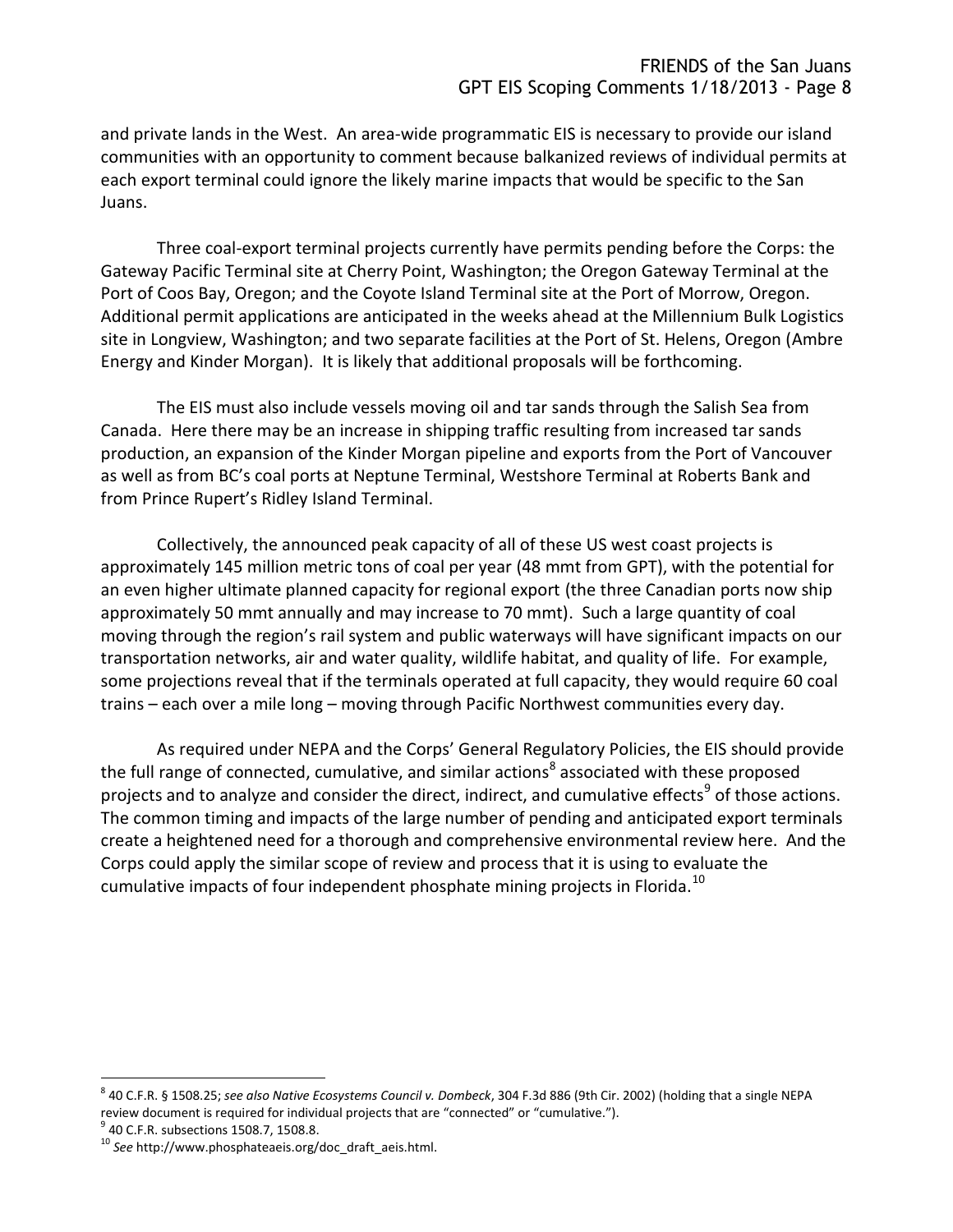and private lands in the West. An area-wide programmatic EIS is necessary to provide our island communities with an opportunity to comment because balkanized reviews of individual permits at each export terminal could ignore the likely marine impacts that would be specific to the San Juans.

Three coal-export terminal projects currently have permits pending before the Corps: the Gateway Pacific Terminal site at Cherry Point, Washington; the Oregon Gateway Terminal at the Port of Coos Bay, Oregon; and the Coyote Island Terminal site at the Port of Morrow, Oregon. Additional permit applications are anticipated in the weeks ahead at the Millennium Bulk Logistics site in Longview, Washington; and two separate facilities at the Port of St. Helens, Oregon (Ambre Energy and Kinder Morgan). It is likely that additional proposals will be forthcoming.

The EIS must also include vessels moving oil and tar sands through the Salish Sea from Canada. Here there may be an increase in shipping traffic resulting from increased tar sands production, an expansion of the Kinder Morgan pipeline and exports from the Port of Vancouver as well as from BC's coal ports at Neptune Terminal, Westshore Terminal at Roberts Bank and from Prince Rupert's Ridley Island Terminal.

Collectively, the announced peak capacity of all of these US west coast projects is approximately 145 million metric tons of coal per year (48 mmt from GPT), with the potential for an even higher ultimate planned capacity for regional export (the three Canadian ports now ship approximately 50 mmt annually and may increase to 70 mmt). Such a large quantity of coal moving through the region's rail system and public waterways will have significant impacts on our transportation networks, air and water quality, wildlife habitat, and quality of life. For example, some projections reveal that if the terminals operated at full capacity, they would require 60 coal trains – each over a mile long – moving through Pacific Northwest communities every day.

As required under NEPA and the Corps' General Regulatory Policies, the EIS should provide the full range of connected, cumulative, and similar actions[8] associated with these proposed projects and to analyze and consider the direct, indirect, and cumulative effects[9] of those actions. The common timing and impacts of the large number of pending and anticipated export terminals create a heightened need for a thorough and comprehensive environmental review here. And the Corps could apply the similar scope of review and process that it is using to evaluate the cumulative impacts of four independent phosphate mining projects in Florida.[10]

---

[8] 40 C.F.R. § 1508.25; *see also Native Ecosystems Council v. Dombeck*, 304 F.3d 886 (9th Cir. 2002) (holding that a single NEPA review document is required for individual projects that are "connected" or "cumulative.").

[9] 40 C.F.R. subsections 1508.7, 1508.8.

[10] *See* http://www.phosphateaeis.org/doc_draft_aeis.html.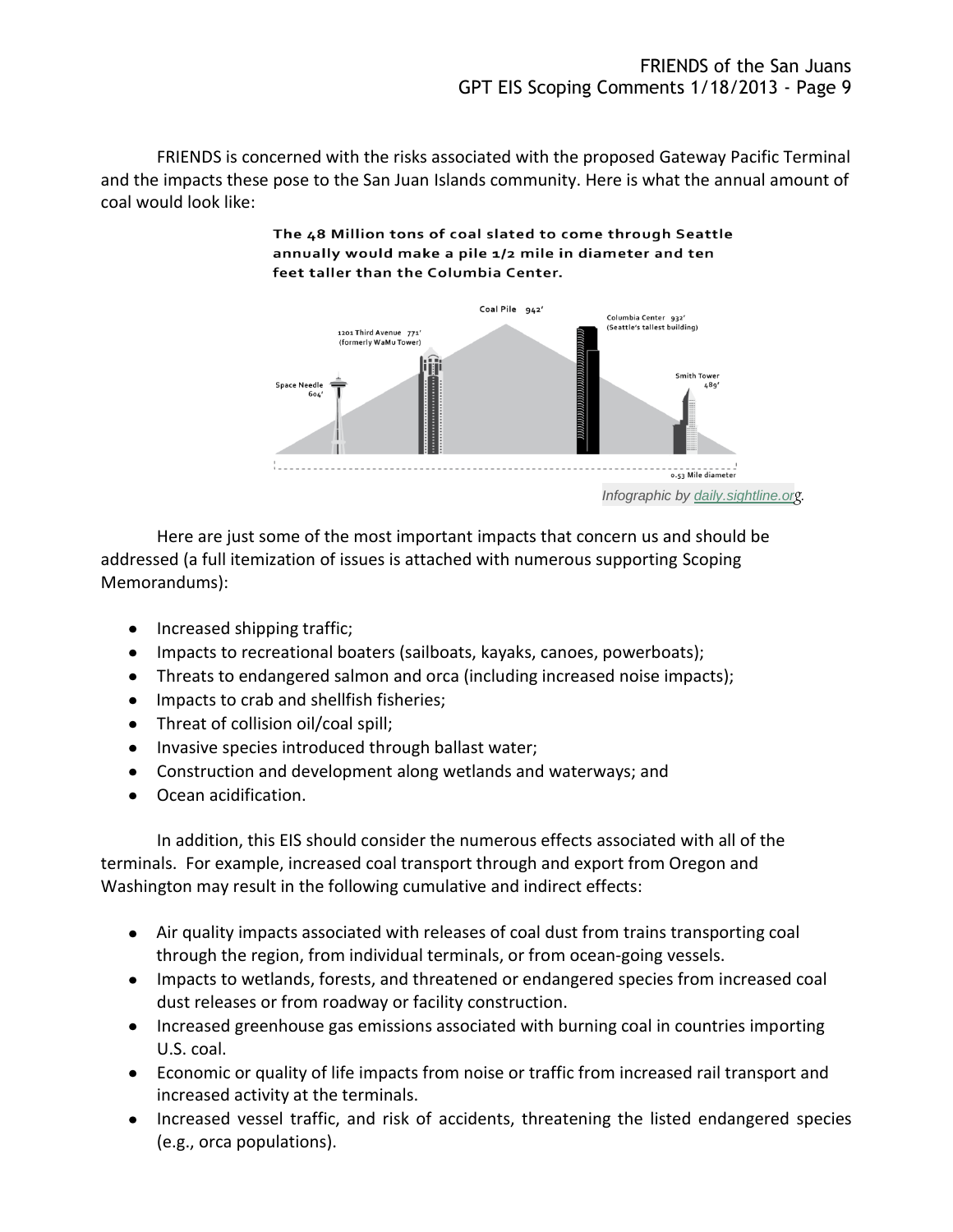FRIENDS is concerned with the risks associated with the proposed Gateway Pacific Terminal and the impacts these pose to the San Juan Islands community. Here is what the annual amount of coal would look like:

**The 48 Million tons of coal slated to come through Seattle annually would make a pile 1/2 mile in diameter and ten feet taller than the Columbia Center.**

Coal Pile 942'

1201 Third Avenue 771' (formerly WaMu Tower)

Columbia Center 932' (Seattle's tallest building)

Space Needle 604'

Smith Tower 489'

0.53 Mile diameter

*Infographic by daily.sightline.org.*

Here are just some of the most important impacts that concern us and should be addressed (a full itemization of issues is attached with numerous supporting Scoping Memorandums):

- Increased shipping traffic;
- Impacts to recreational boaters (sailboats, kayaks, canoes, powerboats);
- Threats to endangered salmon and orca (including increased noise impacts);
- Impacts to crab and shellfish fisheries;
- Threat of collision oil/coal spill;
- Invasive species introduced through ballast water;
- Construction and development along wetlands and waterways; and
- Ocean acidification.

In addition, this EIS should consider the numerous effects associated with all of the terminals. For example, increased coal transport through and export from Oregon and Washington may result in the following cumulative and indirect effects:

- Air quality impacts associated with releases of coal dust from trains transporting coal through the region, from individual terminals, or from ocean-going vessels.
- Impacts to wetlands, forests, and threatened or endangered species from increased coal dust releases or from roadway or facility construction.
- Increased greenhouse gas emissions associated with burning coal in countries importing U.S. coal.
- Economic or quality of life impacts from noise or traffic from increased rail transport and increased activity at the terminals.
- Increased vessel traffic, and risk of accidents, threatening the listed endangered species (e.g., orca populations).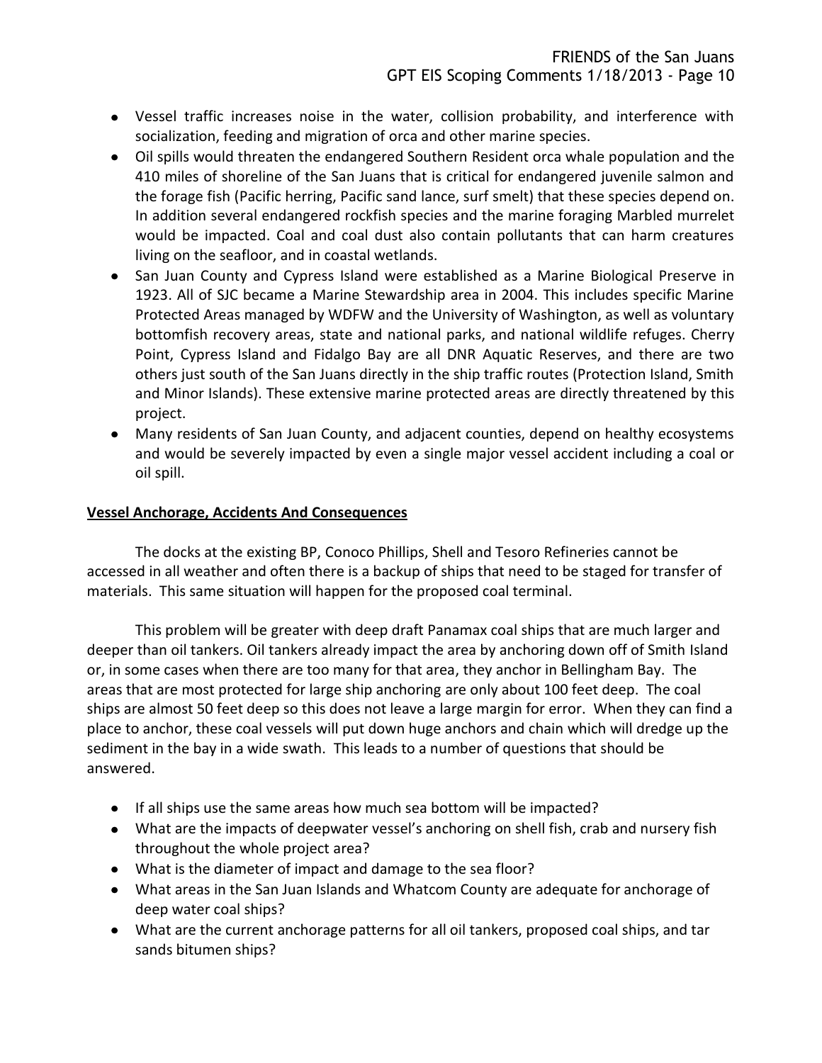- Vessel traffic increases noise in the water, collision probability, and interference with socialization, feeding and migration of orca and other marine species.
- Oil spills would threaten the endangered Southern Resident orca whale population and the 410 miles of shoreline of the San Juans that is critical for endangered juvenile salmon and the forage fish (Pacific herring, Pacific sand lance, surf smelt) that these species depend on. In addition several endangered rockfish species and the marine foraging Marbled murrelet would be impacted. Coal and coal dust also contain pollutants that can harm creatures living on the seafloor, and in coastal wetlands.
- San Juan County and Cypress Island were established as a Marine Biological Preserve in 1923. All of SJC became a Marine Stewardship area in 2004. This includes specific Marine Protected Areas managed by WDFW and the University of Washington, as well as voluntary bottomfish recovery areas, state and national parks, and national wildlife refuges. Cherry Point, Cypress Island and Fidalgo Bay are all DNR Aquatic Reserves, and there are two others just south of the San Juans directly in the ship traffic routes (Protection Island, Smith and Minor Islands). These extensive marine protected areas are directly threatened by this project.
- Many residents of San Juan County, and adjacent counties, depend on healthy ecosystems and would be severely impacted by even a single major vessel accident including a coal or oil spill.

## Vessel Anchorage, Accidents And Consequences

The docks at the existing BP, Conoco Phillips, Shell and Tesoro Refineries cannot be accessed in all weather and often there is a backup of ships that need to be staged for transfer of materials. This same situation will happen for the proposed coal terminal.

This problem will be greater with deep draft Panamax coal ships that are much larger and deeper than oil tankers. Oil tankers already impact the area by anchoring down off of Smith Island or, in some cases when there are too many for that area, they anchor in Bellingham Bay. The areas that are most protected for large ship anchoring are only about 100 feet deep. The coal ships are almost 50 feet deep so this does not leave a large margin for error. When they can find a place to anchor, these coal vessels will put down huge anchors and chain which will dredge up the sediment in the bay in a wide swath. This leads to a number of questions that should be answered.

- If all ships use the same areas how much sea bottom will be impacted?
- What are the impacts of deepwater vessel's anchoring on shell fish, crab and nursery fish throughout the whole project area?
- What is the diameter of impact and damage to the sea floor?
- What areas in the San Juan Islands and Whatcom County are adequate for anchorage of deep water coal ships?
- What are the current anchorage patterns for all oil tankers, proposed coal ships, and tar sands bitumen ships?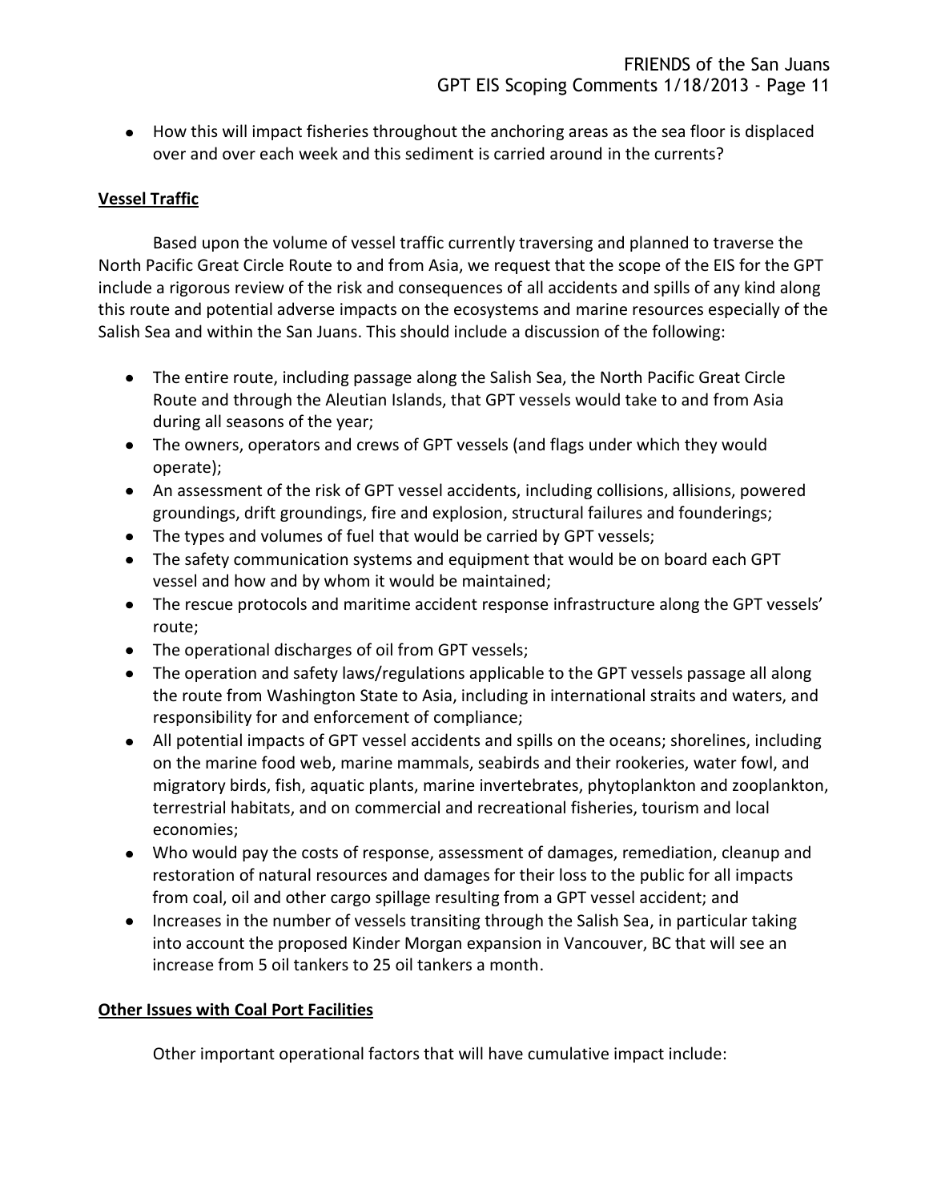- How this will impact fisheries throughout the anchoring areas as the sea floor is displaced over and over each week and this sediment is carried around in the currents?

**Vessel Traffic**

Based upon the volume of vessel traffic currently traversing and planned to traverse the North Pacific Great Circle Route to and from Asia, we request that the scope of the EIS for the GPT include a rigorous review of the risk and consequences of all accidents and spills of any kind along this route and potential adverse impacts on the ecosystems and marine resources especially of the Salish Sea and within the San Juans. This should include a discussion of the following:

- The entire route, including passage along the Salish Sea, the North Pacific Great Circle Route and through the Aleutian Islands, that GPT vessels would take to and from Asia during all seasons of the year;
- The owners, operators and crews of GPT vessels (and flags under which they would operate);
- An assessment of the risk of GPT vessel accidents, including collisions, allisions, powered groundings, drift groundings, fire and explosion, structural failures and founderings;
- The types and volumes of fuel that would be carried by GPT vessels;
- The safety communication systems and equipment that would be on board each GPT vessel and how and by whom it would be maintained;
- The rescue protocols and maritime accident response infrastructure along the GPT vessels' route;
- The operational discharges of oil from GPT vessels;
- The operation and safety laws/regulations applicable to the GPT vessels passage all along the route from Washington State to Asia, including in international straits and waters, and responsibility for and enforcement of compliance;
- All potential impacts of GPT vessel accidents and spills on the oceans; shorelines, including on the marine food web, marine mammals, seabirds and their rookeries, water fowl, and migratory birds, fish, aquatic plants, marine invertebrates, phytoplankton and zooplankton, terrestrial habitats, and on commercial and recreational fisheries, tourism and local economies;
- Who would pay the costs of response, assessment of damages, remediation, cleanup and restoration of natural resources and damages for their loss to the public for all impacts from coal, oil and other cargo spillage resulting from a GPT vessel accident; and
- Increases in the number of vessels transiting through the Salish Sea, in particular taking into account the proposed Kinder Morgan expansion in Vancouver, BC that will see an increase from 5 oil tankers to 25 oil tankers a month.

**Other Issues with Coal Port Facilities**

Other important operational factors that will have cumulative impact include: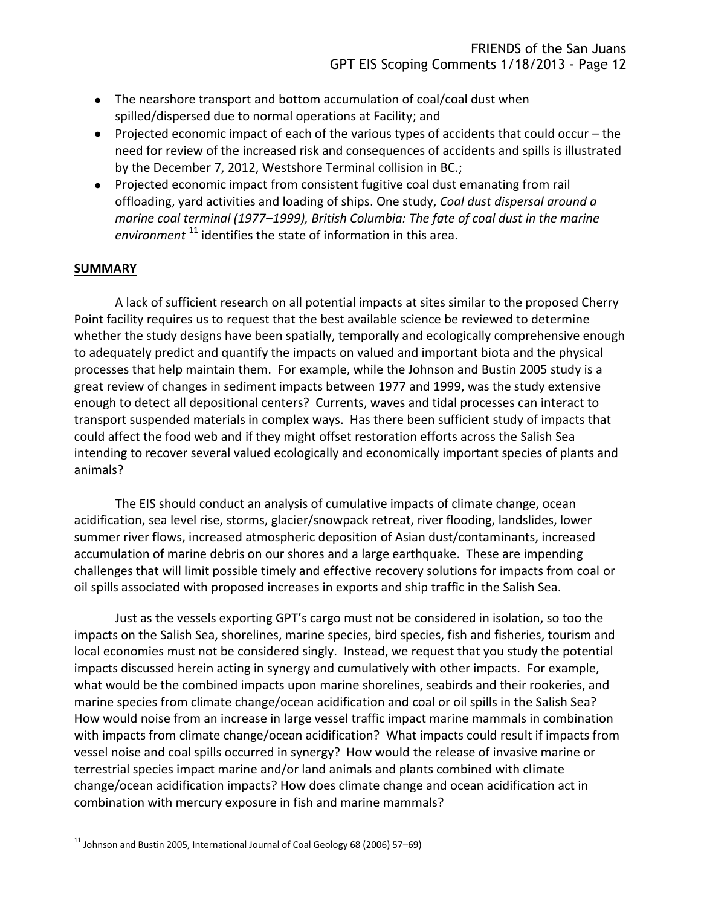- The nearshore transport and bottom accumulation of coal/coal dust when spilled/dispersed due to normal operations at Facility; and
- Projected economic impact of each of the various types of accidents that could occur – the need for review of the increased risk and consequences of accidents and spills is illustrated by the December 7, 2012, Westshore Terminal collision in BC.;
- Projected economic impact from consistent fugitive coal dust emanating from rail offloading, yard activities and loading of ships. One study, *Coal dust dispersal around a marine coal terminal (1977–1999), British Columbia: The fate of coal dust in the marine environment* [11] identifies the state of information in this area.

## SUMMARY

A lack of sufficient research on all potential impacts at sites similar to the proposed Cherry Point facility requires us to request that the best available science be reviewed to determine whether the study designs have been spatially, temporally and ecologically comprehensive enough to adequately predict and quantify the impacts on valued and important biota and the physical processes that help maintain them. For example, while the Johnson and Bustin 2005 study is a great review of changes in sediment impacts between 1977 and 1999, was the study extensive enough to detect all depositional centers? Currents, waves and tidal processes can interact to transport suspended materials in complex ways. Has there been sufficient study of impacts that could affect the food web and if they might offset restoration efforts across the Salish Sea intending to recover several valued ecologically and economically important species of plants and animals?

The EIS should conduct an analysis of cumulative impacts of climate change, ocean acidification, sea level rise, storms, glacier/snowpack retreat, river flooding, landslides, lower summer river flows, increased atmospheric deposition of Asian dust/contaminants, increased accumulation of marine debris on our shores and a large earthquake. These are impending challenges that will limit possible timely and effective recovery solutions for impacts from coal or oil spills associated with proposed increases in exports and ship traffic in the Salish Sea.

Just as the vessels exporting GPT's cargo must not be considered in isolation, so too the impacts on the Salish Sea, shorelines, marine species, bird species, fish and fisheries, tourism and local economies must not be considered singly. Instead, we request that you study the potential impacts discussed herein acting in synergy and cumulatively with other impacts. For example, what would be the combined impacts upon marine shorelines, seabirds and their rookeries, and marine species from climate change/ocean acidification and coal or oil spills in the Salish Sea? How would noise from an increase in large vessel traffic impact marine mammals in combination with impacts from climate change/ocean acidification? What impacts could result if impacts from vessel noise and coal spills occurred in synergy? How would the release of invasive marine or terrestrial species impact marine and/or land animals and plants combined with climate change/ocean acidification impacts? How does climate change and ocean acidification act in combination with mercury exposure in fish and marine mammals?

[11] Johnson and Bustin 2005, International Journal of Coal Geology 68 (2006) 57–69)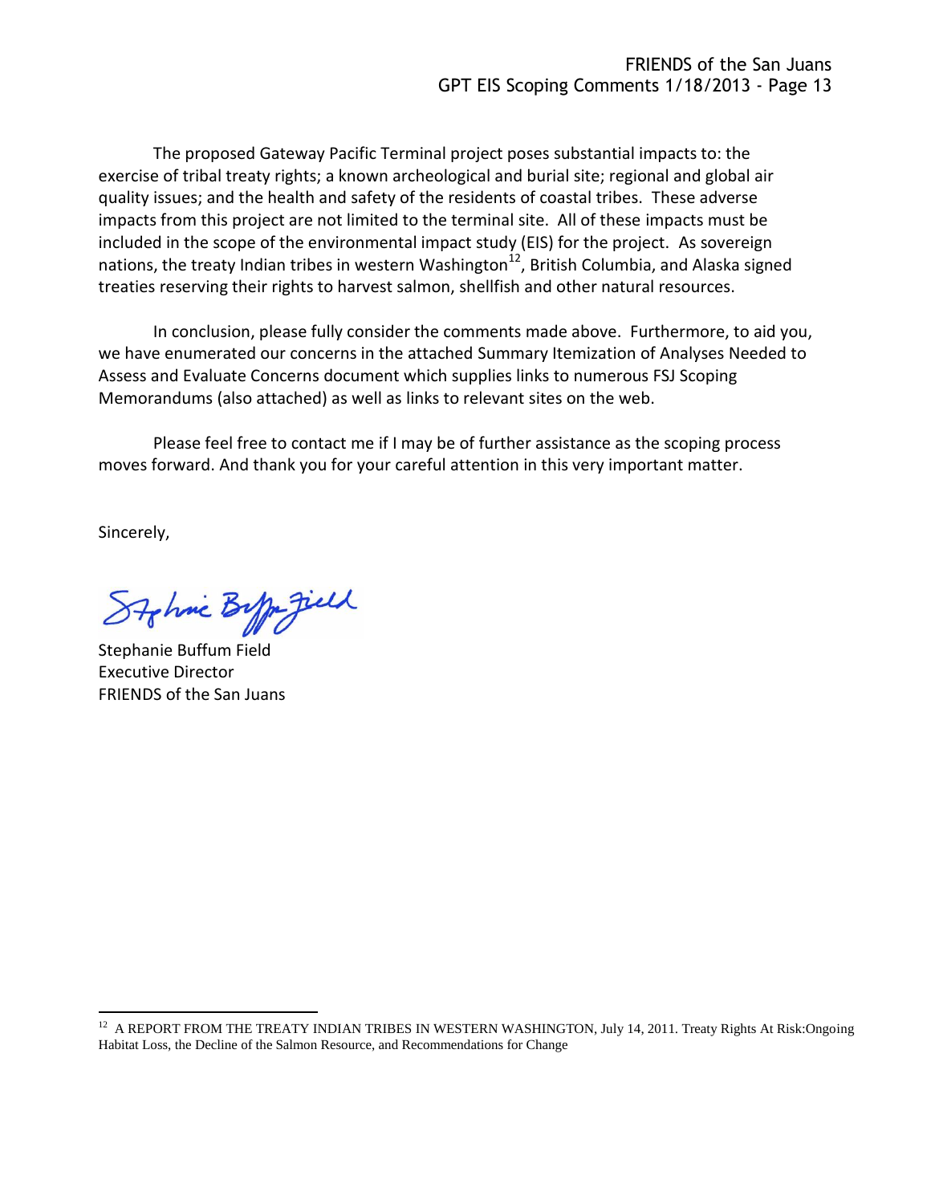The proposed Gateway Pacific Terminal project poses substantial impacts to: the exercise of tribal treaty rights; a known archeological and burial site; regional and global air quality issues; and the health and safety of the residents of coastal tribes. These adverse impacts from this project are not limited to the terminal site. All of these impacts must be included in the scope of the environmental impact study (EIS) for the project. As sovereign nations, the treaty Indian tribes in western Washington[12], British Columbia, and Alaska signed treaties reserving their rights to harvest salmon, shellfish and other natural resources.

In conclusion, please fully consider the comments made above. Furthermore, to aid you, we have enumerated our concerns in the attached Summary Itemization of Analyses Needed to Assess and Evaluate Concerns document which supplies links to numerous FSJ Scoping Memorandums (also attached) as well as links to relevant sites on the web.

Please feel free to contact me if I may be of further assistance as the scoping process moves forward. And thank you for your careful attention in this very important matter.

Sincerely,

Stephanie Buffum Field
Executive Director
FRIENDS of the San Juans

[12] A REPORT FROM THE TREATY INDIAN TRIBES IN WESTERN WASHINGTON, July 14, 2011. Treaty Rights At Risk:Ongoing Habitat Loss, the Decline of the Salmon Resource, and Recommendations for Change